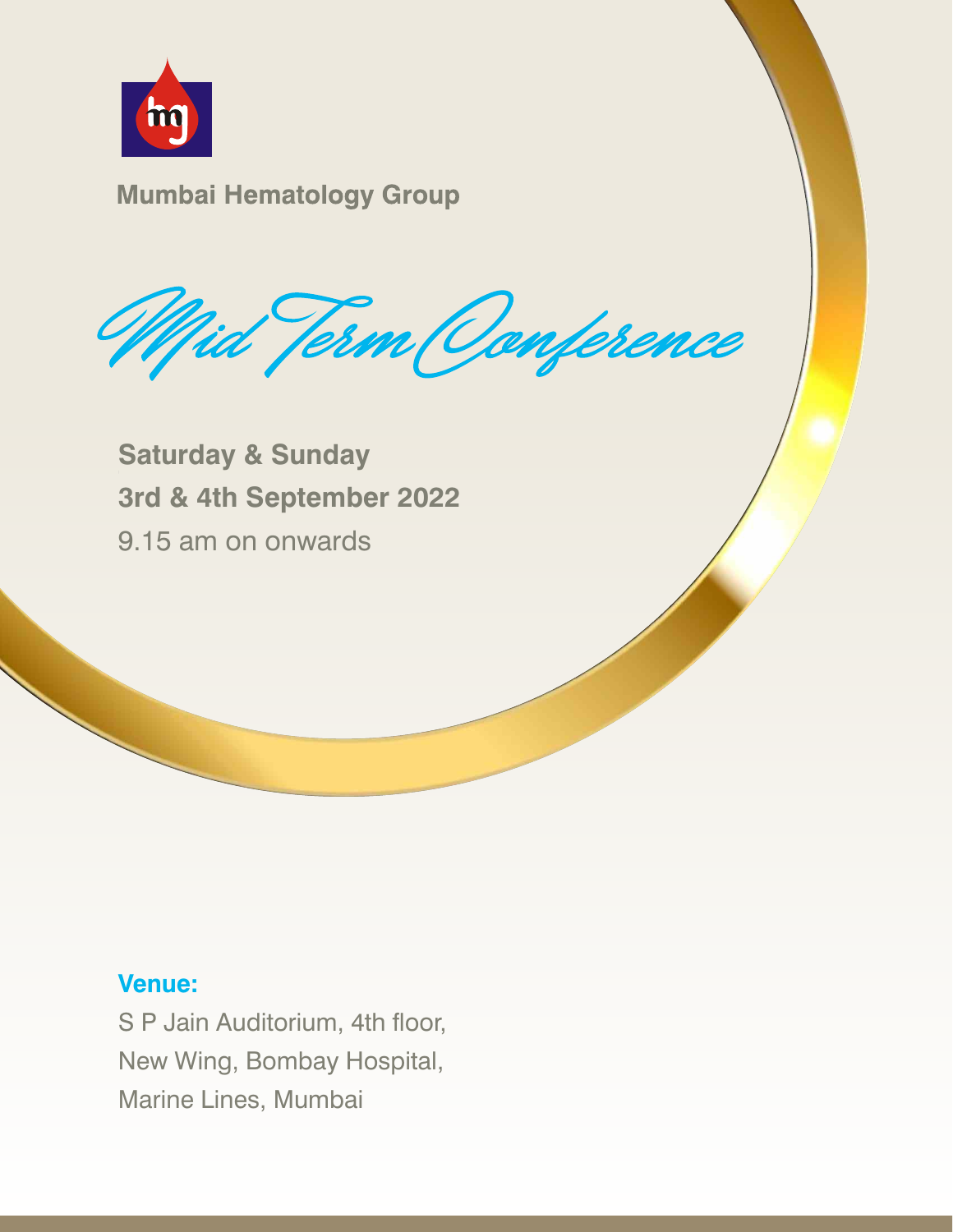**Mumbai Hematology Group**

# Mid Term Conference

**Saturday & Sunday**

**3rd & 4th September 2022**

9.15 am on onwards

**Venue:**

S P Jain Auditorium, 4th floor,
New Wing, Bombay Hospital,
Marine Lines, Mumbai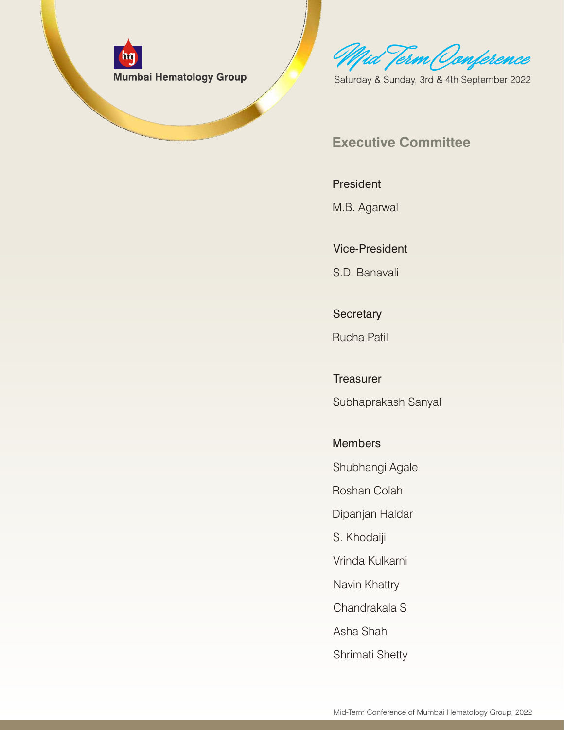Mumbai Hematology Group

*Mid Term Conference*

Saturday & Sunday, 3rd & 4th September 2022

## Executive Committee

**President**

M.B. Agarwal

**Vice-President**

S.D. Banavali

**Secretary**

Rucha Patil

**Treasurer**

Subhaprakash Sanyal

**Members**

Shubhangi Agale

Roshan Colah

Dipanjan Haldar

S. Khodaiji

Vrinda Kulkarni

Navin Khattry

Chandrakala S

Asha Shah

Shrimati Shetty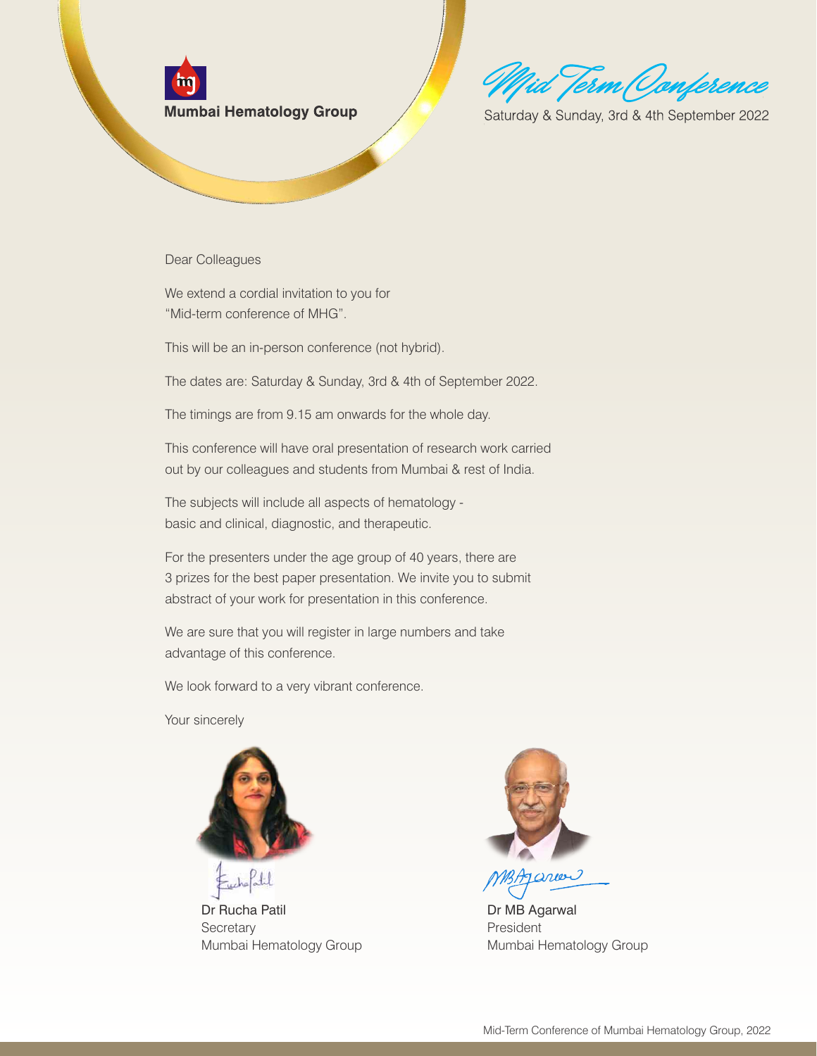Mumbai Hematology Group

# Mid Term Conference

Saturday & Sunday, 3rd & 4th September 2022

Dear Colleagues

We extend a cordial invitation to you for "Mid-term conference of MHG".

This will be an in-person conference (not hybrid).

The dates are: Saturday & Sunday, 3rd & 4th of September 2022.

The timings are from 9.15 am onwards for the whole day.

This conference will have oral presentation of research work carried out by our colleagues and students from Mumbai & rest of India.

The subjects will include all aspects of hematology - basic and clinical, diagnostic, and therapeutic.

For the presenters under the age group of 40 years, there are 3 prizes for the best paper presentation. We invite you to submit abstract of your work for presentation in this conference.

We are sure that you will register in large numbers and take advantage of this conference.

We look forward to a very vibrant conference.

Your sincerely

Dr Rucha Patil
Secretary
Mumbai Hematology Group

Dr MB Agarwal
President
Mumbai Hematology Group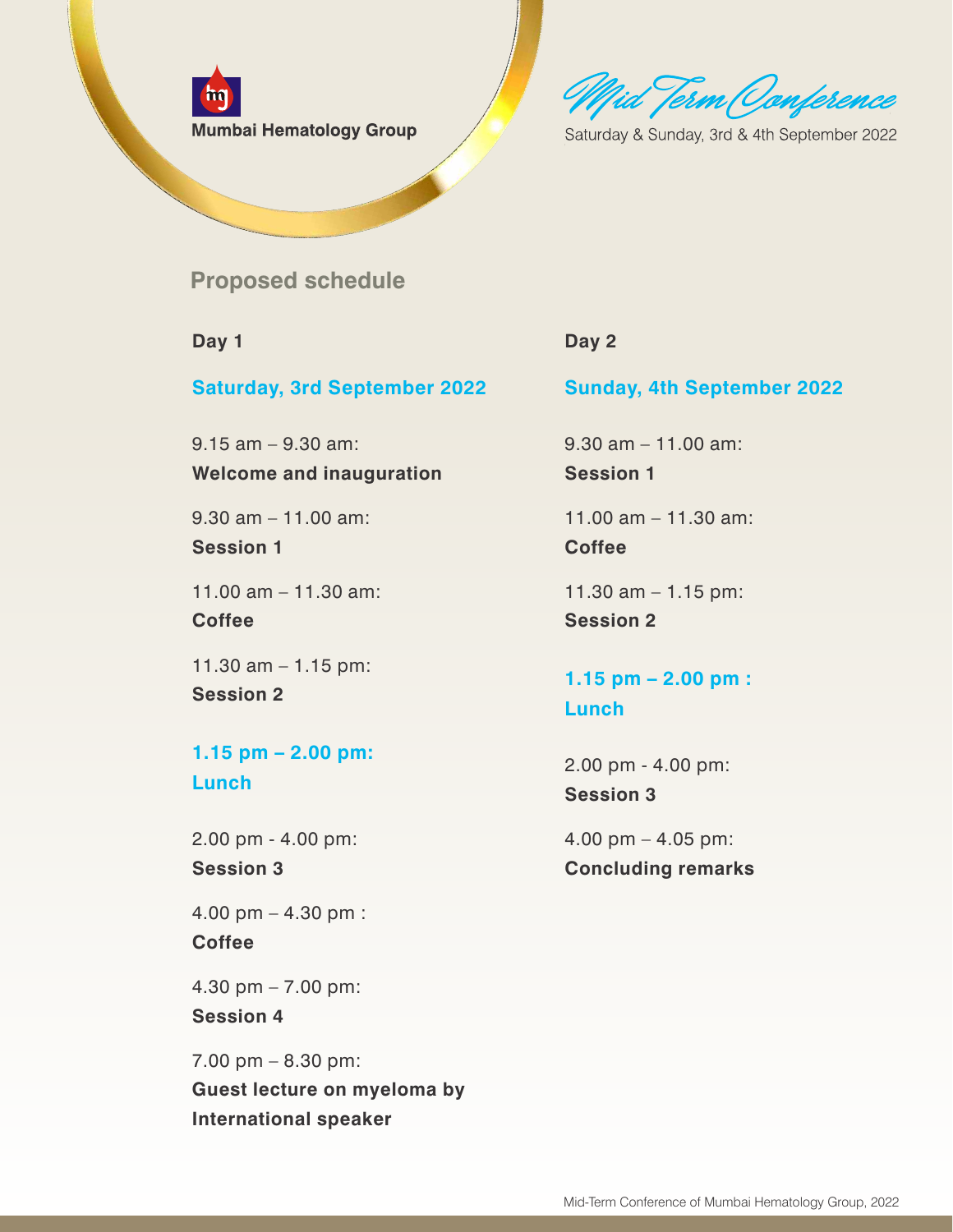Mumbai Hematology Group

*Mid Term Conference*

Saturday & Sunday, 3rd & 4th September 2022

## Proposed schedule

### Day 1

### Saturday, 3rd September 2022

9.15 am – 9.30 am:
**Welcome and inauguration**

9.30 am – 11.00 am:
**Session 1**

11.00 am – 11.30 am:
**Coffee**

11.30 am – 1.15 pm:
**Session 2**

**1.15 pm – 2.00 pm:**
**Lunch**

2.00 pm - 4.00 pm:
**Session 3**

4.00 pm – 4.30 pm :
**Coffee**

4.30 pm – 7.00 pm:
**Session 4**

7.00 pm – 8.30 pm:
**Guest lecture on myeloma by International speaker**

### Day 2

### Sunday, 4th September 2022

9.30 am – 11.00 am:
**Session 1**

11.00 am – 11.30 am:
**Coffee**

11.30 am – 1.15 pm:
**Session 2**

**1.15 pm – 2.00 pm :**
**Lunch**

2.00 pm - 4.00 pm:
**Session 3**

4.00 pm – 4.05 pm:
**Concluding remarks**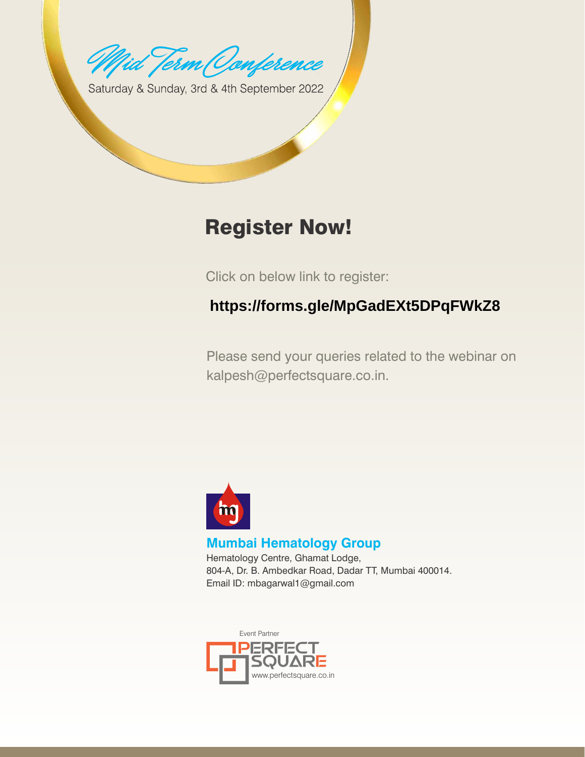# Mid Term Conference

Saturday & Sunday, 3rd & 4th September 2022

## Register Now!

Click on below link to register:

**https://forms.gle/MpGadEXt5DPqFWkZ8**

Please send your queries related to the webinar on kalpesh@perfectsquare.co.in.

**Mumbai Hematology Group**

Hematology Centre, Ghamat Lodge,
804-A, Dr. B. Ambedkar Road, Dadar TT, Mumbai 400014.
Email ID: mbagarwal1@gmail.com

Event Partner

PERFECT SQUARE

www.perfectsquare.co.in